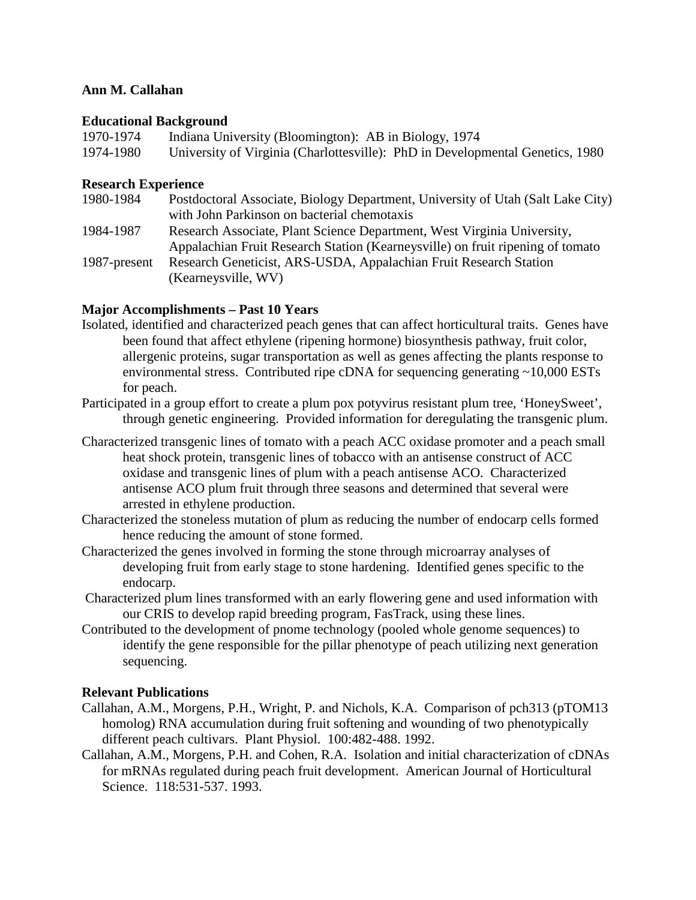**Ann M. Callahan**

**Educational Background**

| | |
|---|---|
| 1970-1974 | Indiana University (Bloomington): AB in Biology, 1974 |
| 1974-1980 | University of Virginia (Charlottesville): PhD in Developmental Genetics, 1980 |

**Research Experience**

| | |
|---|---|
| 1980-1984 | Postdoctoral Associate, Biology Department, University of Utah (Salt Lake City) with John Parkinson on bacterial chemotaxis |
| 1984-1987 | Research Associate, Plant Science Department, West Virginia University, Appalachian Fruit Research Station (Kearneysville) on fruit ripening of tomato |
| 1987-present | Research Geneticist, ARS-USDA, Appalachian Fruit Research Station (Kearneysville, WV) |

**Major Accomplishments – Past 10 Years**

Isolated, identified and characterized peach genes that can affect horticultural traits. Genes have been found that affect ethylene (ripening hormone) biosynthesis pathway, fruit color, allergenic proteins, sugar transportation as well as genes affecting the plants response to environmental stress. Contributed ripe cDNA for sequencing generating ~10,000 ESTs for peach.

Participated in a group effort to create a plum pox potyvirus resistant plum tree, 'HoneySweet', through genetic engineering. Provided information for deregulating the transgenic plum.

Characterized transgenic lines of tomato with a peach ACC oxidase promoter and a peach small heat shock protein, transgenic lines of tobacco with an antisense construct of ACC oxidase and transgenic lines of plum with a peach antisense ACO. Characterized antisense ACO plum fruit through three seasons and determined that several were arrested in ethylene production.

Characterized the stoneless mutation of plum as reducing the number of endocarp cells formed hence reducing the amount of stone formed.

Characterized the genes involved in forming the stone through microarray analyses of developing fruit from early stage to stone hardening. Identified genes specific to the endocarp.

Characterized plum lines transformed with an early flowering gene and used information with our CRIS to develop rapid breeding program, FasTrack, using these lines.

Contributed to the development of pnome technology (pooled whole genome sequences) to identify the gene responsible for the pillar phenotype of peach utilizing next generation sequencing.

**Relevant Publications**

Callahan, A.M., Morgens, P.H., Wright, P. and Nichols, K.A. Comparison of pch313 (pTOM13 homolog) RNA accumulation during fruit softening and wounding of two phenotypically different peach cultivars. Plant Physiol. 100:482-488. 1992.

Callahan, A.M., Morgens, P.H. and Cohen, R.A. Isolation and initial characterization of cDNAs for mRNAs regulated during peach fruit development. American Journal of Horticultural Science. 118:531-537. 1993.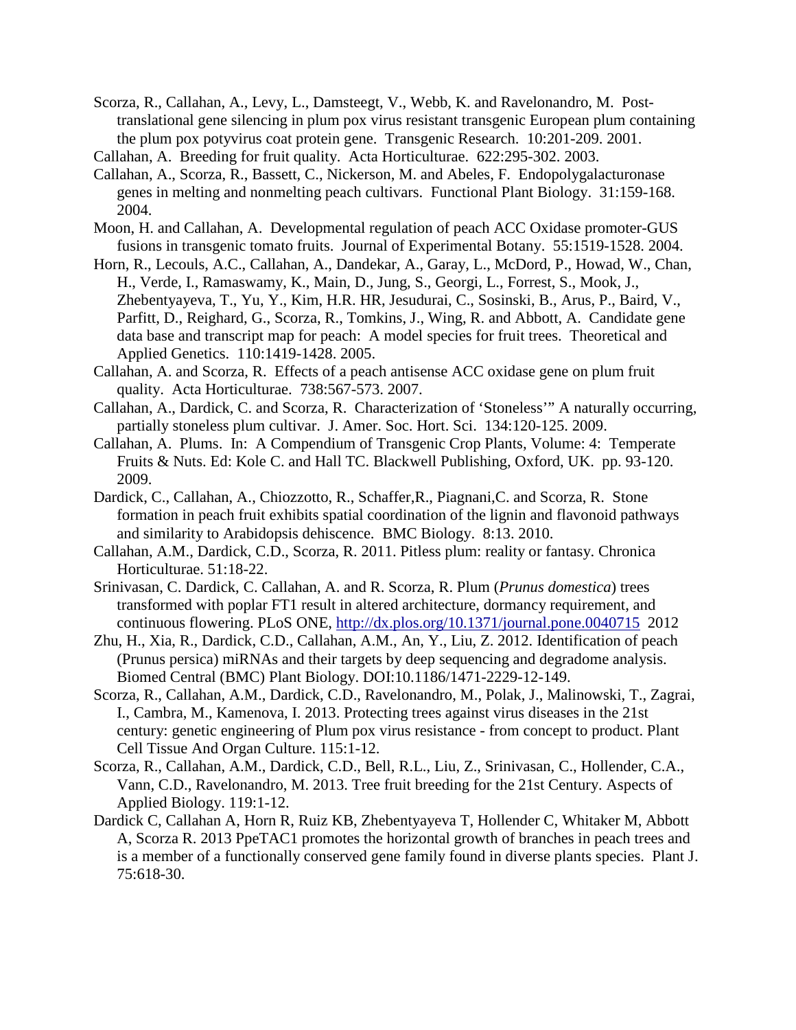Scorza, R., Callahan, A., Levy, L., Damsteegt, V., Webb, K. and Ravelonandro, M. Post-translational gene silencing in plum pox virus resistant transgenic European plum containing the plum pox potyvirus coat protein gene. Transgenic Research. 10:201-209. 2001.

Callahan, A. Breeding for fruit quality. Acta Horticulturae. 622:295-302. 2003.

Callahan, A., Scorza, R., Bassett, C., Nickerson, M. and Abeles, F. Endopolygalacturonase genes in melting and nonmelting peach cultivars. Functional Plant Biology. 31:159-168. 2004.

Moon, H. and Callahan, A. Developmental regulation of peach ACC Oxidase promoter-GUS fusions in transgenic tomato fruits. Journal of Experimental Botany. 55:1519-1528. 2004.

Horn, R., Lecouls, A.C., Callahan, A., Dandekar, A., Garay, L., McDord, P., Howad, W., Chan, H., Verde, I., Ramaswamy, K., Main, D., Jung, S., Georgi, L., Forrest, S., Mook, J., Zhebentyayeva, T., Yu, Y., Kim, H.R. HR, Jesudurai, C., Sosinski, B., Arus, P., Baird, V., Parfitt, D., Reighard, G., Scorza, R., Tomkins, J., Wing, R. and Abbott, A. Candidate gene data base and transcript map for peach: A model species for fruit trees. Theoretical and Applied Genetics. 110:1419-1428. 2005.

Callahan, A. and Scorza, R. Effects of a peach antisense ACC oxidase gene on plum fruit quality. Acta Horticulturae. 738:567-573. 2007.

Callahan, A., Dardick, C. and Scorza, R. Characterization of 'Stoneless'" A naturally occurring, partially stoneless plum cultivar. J. Amer. Soc. Hort. Sci. 134:120-125. 2009.

Callahan, A. Plums. In: A Compendium of Transgenic Crop Plants, Volume: 4: Temperate Fruits & Nuts. Ed: Kole C. and Hall TC. Blackwell Publishing, Oxford, UK. pp. 93-120. 2009.

Dardick, C., Callahan, A., Chiozzotto, R., Schaffer,R., Piagnani,C. and Scorza, R. Stone formation in peach fruit exhibits spatial coordination of the lignin and flavonoid pathways and similarity to Arabidopsis dehiscence. BMC Biology. 8:13. 2010.

Callahan, A.M., Dardick, C.D., Scorza, R. 2011. Pitless plum: reality or fantasy. Chronica Horticulturae. 51:18-22.

Srinivasan, C. Dardick, C. Callahan, A. and R. Scorza, R. Plum (*Prunus domestica*) trees transformed with poplar FT1 result in altered architecture, dormancy requirement, and continuous flowering. PLoS ONE, [http://dx.plos.org/10.1371/journal.pone.0040715](http://dx.plos.org/10.1371/journal.pone.0040715) 2012

Zhu, H., Xia, R., Dardick, C.D., Callahan, A.M., An, Y., Liu, Z. 2012. Identification of peach (Prunus persica) miRNAs and their targets by deep sequencing and degradome analysis. Biomed Central (BMC) Plant Biology. DOI:10.1186/1471-2229-12-149.

Scorza, R., Callahan, A.M., Dardick, C.D., Ravelonandro, M., Polak, J., Malinowski, T., Zagrai, I., Cambra, M., Kamenova, I. 2013. Protecting trees against virus diseases in the 21st century: genetic engineering of Plum pox virus resistance - from concept to product. Plant Cell Tissue And Organ Culture. 115:1-12.

Scorza, R., Callahan, A.M., Dardick, C.D., Bell, R.L., Liu, Z., Srinivasan, C., Hollender, C.A., Vann, C.D., Ravelonandro, M. 2013. Tree fruit breeding for the 21st Century. Aspects of Applied Biology. 119:1-12.

Dardick C, Callahan A, Horn R, Ruiz KB, Zhebentyayeva T, Hollender C, Whitaker M, Abbott A, Scorza R. 2013 PpeTAC1 promotes the horizontal growth of branches in peach trees and is a member of a functionally conserved gene family found in diverse plants species. Plant J. 75:618-30.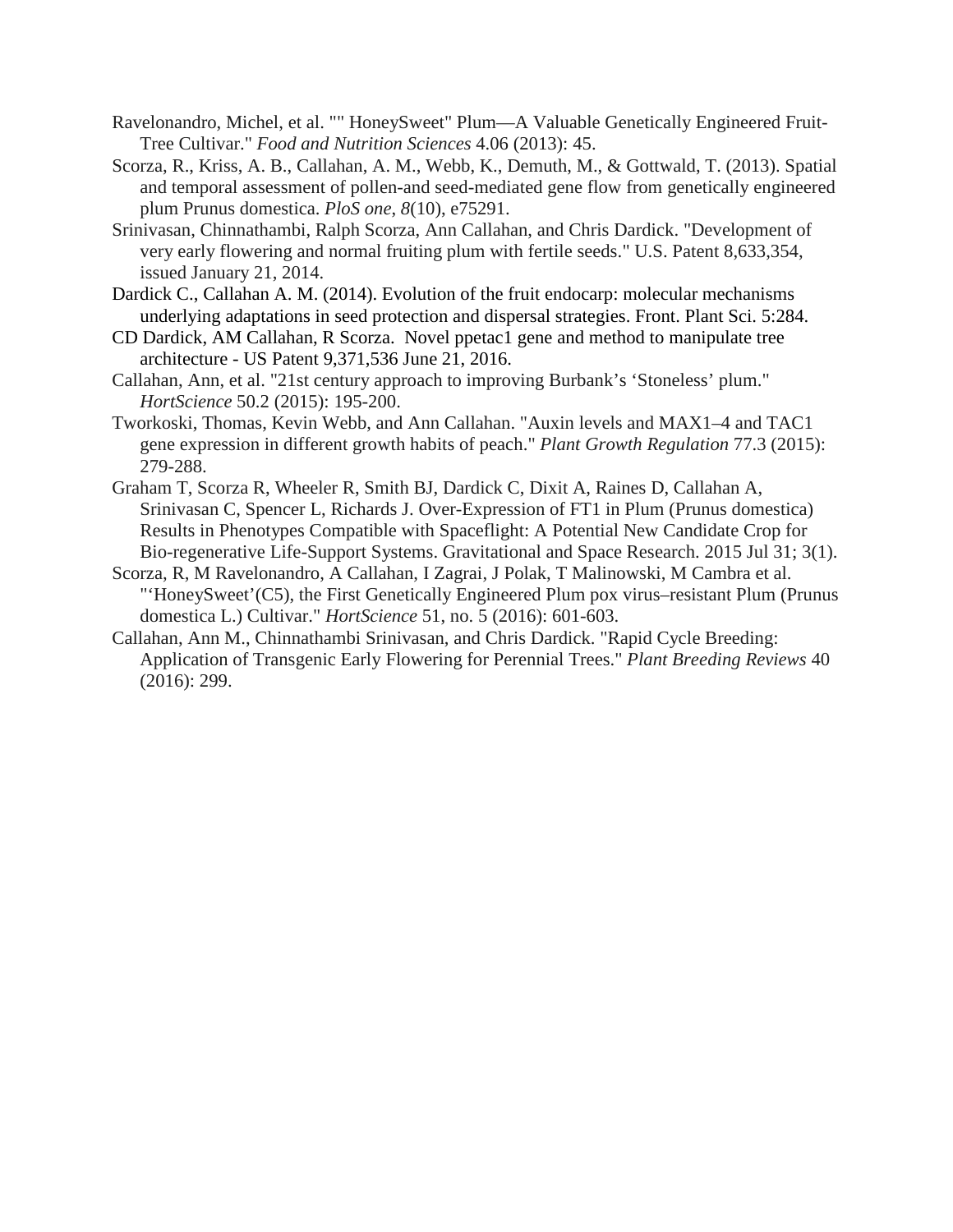Ravelonandro, Michel, et al. "" HoneySweet" Plum—A Valuable Genetically Engineered Fruit-Tree Cultivar." *Food and Nutrition Sciences* 4.06 (2013): 45.

Scorza, R., Kriss, A. B., Callahan, A. M., Webb, K., Demuth, M., & Gottwald, T. (2013). Spatial and temporal assessment of pollen-and seed-mediated gene flow from genetically engineered plum Prunus domestica. *PloS one*, *8*(10), e75291.

Srinivasan, Chinnathambi, Ralph Scorza, Ann Callahan, and Chris Dardick. "Development of very early flowering and normal fruiting plum with fertile seeds." U.S. Patent 8,633,354, issued January 21, 2014.

Dardick C., Callahan A. M. (2014). Evolution of the fruit endocarp: molecular mechanisms underlying adaptations in seed protection and dispersal strategies. Front. Plant Sci. 5:284.

CD Dardick, AM Callahan, R Scorza. Novel ppetac1 gene and method to manipulate tree architecture - US Patent 9,371,536 June 21, 2016.

Callahan, Ann, et al. "21st century approach to improving Burbank's 'Stoneless' plum." *HortScience* 50.2 (2015): 195-200.

Tworkoski, Thomas, Kevin Webb, and Ann Callahan. "Auxin levels and MAX1–4 and TAC1 gene expression in different growth habits of peach." *Plant Growth Regulation* 77.3 (2015): 279-288.

Graham T, Scorza R, Wheeler R, Smith BJ, Dardick C, Dixit A, Raines D, Callahan A, Srinivasan C, Spencer L, Richards J. Over-Expression of FT1 in Plum (Prunus domestica) Results in Phenotypes Compatible with Spaceflight: A Potential New Candidate Crop for Bio-regenerative Life-Support Systems. Gravitational and Space Research. 2015 Jul 31; 3(1).

Scorza, R, M Ravelonandro, A Callahan, I Zagrai, J Polak, T Malinowski, M Cambra et al. "'HoneySweet'(C5), the First Genetically Engineered Plum pox virus–resistant Plum (Prunus domestica L.) Cultivar." *HortScience* 51, no. 5 (2016): 601-603.

Callahan, Ann M., Chinnathambi Srinivasan, and Chris Dardick. "Rapid Cycle Breeding: Application of Transgenic Early Flowering for Perennial Trees." *Plant Breeding Reviews* 40 (2016): 299.